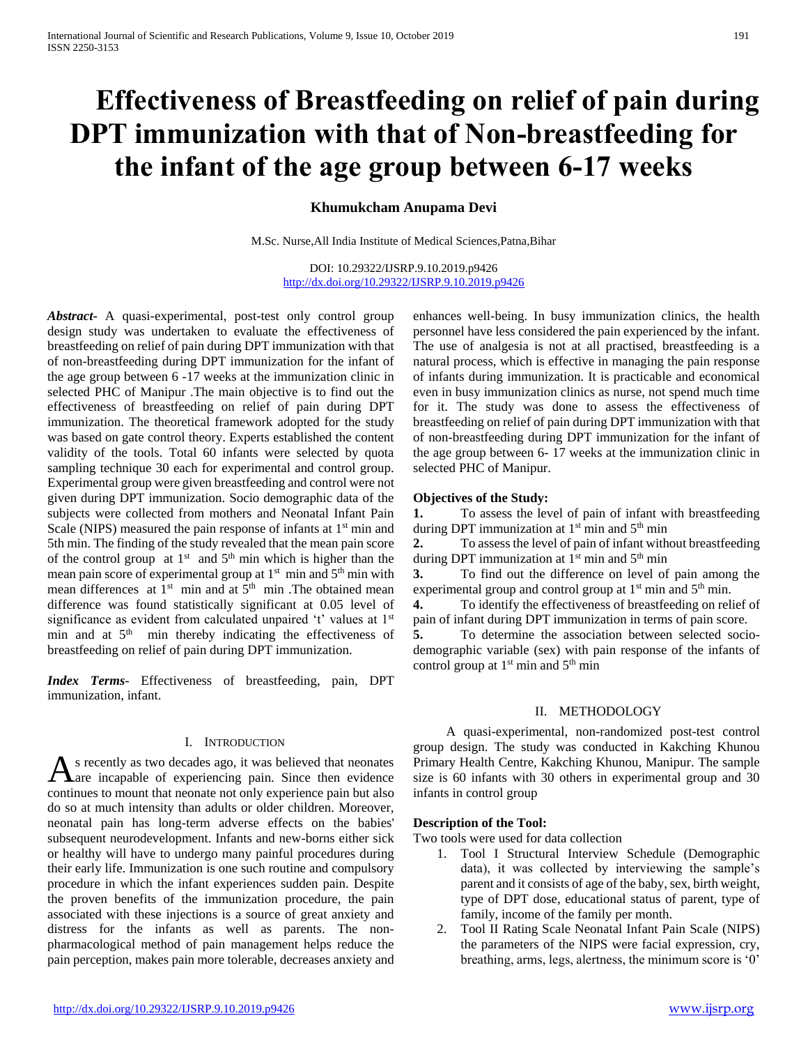# Effectiveness of Breastfeeding on relief of pain during DPT immunization with that of Non-breastfeeding for the infant of the age group between 6-17 weeks

**Khumukcham Anupama Devi**

M.Sc. Nurse,All India Institute of Medical Sciences,Patna,Bihar

DOI: 10.29322/IJSRP.9.10.2019.p9426
http://dx.doi.org/10.29322/IJSRP.9.10.2019.p9426

***Abstract*-** A quasi-experimental, post-test only control group design study was undertaken to evaluate the effectiveness of breastfeeding on relief of pain during DPT immunization with that of non-breastfeeding during DPT immunization for the infant of the age group between 6 -17 weeks at the immunization clinic in selected PHC of Manipur .The main objective is to find out the effectiveness of breastfeeding on relief of pain during DPT immunization. The theoretical framework adopted for the study was based on gate control theory. Experts established the content validity of the tools. Total 60 infants were selected by quota sampling technique 30 each for experimental and control group. Experimental group were given breastfeeding and control were not given during DPT immunization. Socio demographic data of the subjects were collected from mothers and Neonatal Infant Pain Scale (NIPS) measured the pain response of infants at 1st min and 5th min. The finding of the study revealed that the mean pain score of the control group at 1st and 5th min which is higher than the mean pain score of experimental group at 1st min and 5th min with mean differences at 1st min and at 5th min .The obtained mean difference was found statistically significant at 0.05 level of significance as evident from calculated unpaired 't' values at 1st min and at 5th min thereby indicating the effectiveness of breastfeeding on relief of pain during DPT immunization.

***Index Terms*-** Effectiveness of breastfeeding, pain, DPT immunization, infant.

## I. Introduction

As recently as two decades ago, it was believed that neonates are incapable of experiencing pain. Since then evidence continues to mount that neonate not only experience pain but also do so at much intensity than adults or older children. Moreover, neonatal pain has long-term adverse effects on the babies' subsequent neurodevelopment. Infants and new-borns either sick or healthy will have to undergo many painful procedures during their early life. Immunization is one such routine and compulsory procedure in which the infant experiences sudden pain. Despite the proven benefits of the immunization procedure, the pain associated with these injections is a source of great anxiety and distress for the infants as well as parents. The non-pharmacological method of pain management helps reduce the pain perception, makes pain more tolerable, decreases anxiety and enhances well-being. In busy immunization clinics, the health personnel have less considered the pain experienced by the infant. The use of analgesia is not at all practised, breastfeeding is a natural process, which is effective in managing the pain response of infants during immunization. It is practicable and economical even in busy immunization clinics as nurse, not spend much time for it. The study was done to assess the effectiveness of breastfeeding on relief of pain during DPT immunization with that of non-breastfeeding during DPT immunization for the infant of the age group between 6- 17 weeks at the immunization clinic in selected PHC of Manipur.

**Objectives of the Study:**

1. To assess the level of pain of infant with breastfeeding during DPT immunization at 1st min and 5th min
2. To assess the level of pain of infant without breastfeeding during DPT immunization at 1st min and 5th min
3. To find out the difference on level of pain among the experimental group and control group at 1st min and 5th min.
4. To identify the effectiveness of breastfeeding on relief of pain of infant during DPT immunization in terms of pain score.
5. To determine the association between selected socio-demographic variable (sex) with pain response of the infants of control group at 1st min and 5th min

## II. Methodology

A quasi-experimental, non-randomized post-test control group design. The study was conducted in Kakching Khunou Primary Health Centre, Kakching Khunou, Manipur. The sample size is 60 infants with 30 others in experimental group and 30 infants in control group

**Description of the Tool:**

Two tools were used for data collection

1. Tool I Structural Interview Schedule (Demographic data), it was collected by interviewing the sample's parent and it consists of age of the baby, sex, birth weight, type of DPT dose, educational status of parent, type of family, income of the family per month.
2. Tool II Rating Scale Neonatal Infant Pain Scale (NIPS) the parameters of the NIPS were facial expression, cry, breathing, arms, legs, alertness, the minimum score is '0'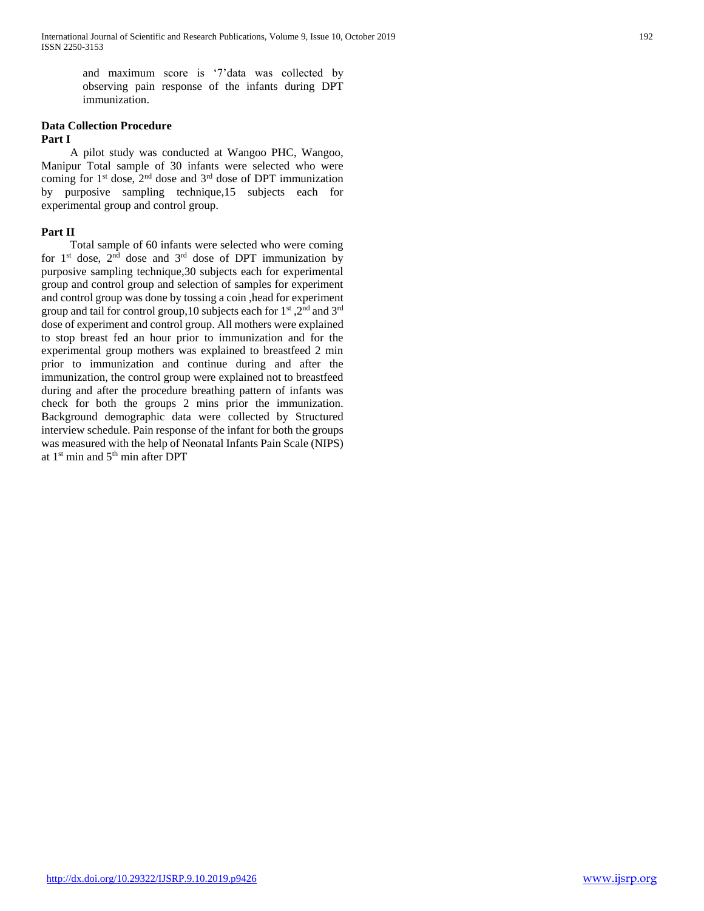and maximum score is '7'data was collected by observing pain response of the infants during DPT immunization.

**Data Collection Procedure**

**Part I**

A pilot study was conducted at Wangoo PHC, Wangoo, Manipur Total sample of 30 infants were selected who were coming for 1st dose, 2nd dose and 3rd dose of DPT immunization by purposive sampling technique,15 subjects each for experimental group and control group.

**Part II**

Total sample of 60 infants were selected who were coming for 1st dose, 2nd dose and 3rd dose of DPT immunization by purposive sampling technique,30 subjects each for experimental group and control group and selection of samples for experiment and control group was done by tossing a coin ,head for experiment group and tail for control group,10 subjects each for 1st ,2nd and 3rd dose of experiment and control group. All mothers were explained to stop breast fed an hour prior to immunization and for the experimental group mothers was explained to breastfeed 2 min prior to immunization and continue during and after the immunization, the control group were explained not to breastfeed during and after the procedure breathing pattern of infants was check for both the groups 2 mins prior the immunization. Background demographic data were collected by Structured interview schedule. Pain response of the infant for both the groups was measured with the help of Neonatal Infants Pain Scale (NIPS) at 1st min and 5th min after DPT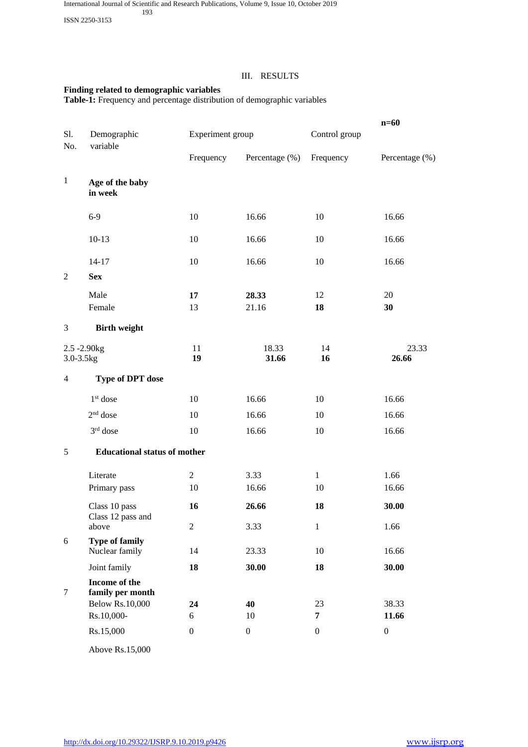## III. RESULTS

**Finding related to demographic variables**

**Table-1:** Frequency and percentage distribution of demographic variables

n=60

| Sl. No. | Demographic variable | Experiment group | | Control group | |
|---|---|---|---|---|---|
| | | Frequency | Percentage (%) | Frequency | Percentage (%) |
| 1 | **Age of the baby in week** | | | | |
| | 6-9 | 10 | 16.66 | 10 | 16.66 |
| | 10-13 | 10 | 16.66 | 10 | 16.66 |
| | 14-17 | 10 | 16.66 | 10 | 16.66 |
| 2 | **Sex** | | | | |
| | Male | **17** | **28.33** | 12 | 20 |
| | Female | 13 | 21.16 | **18** | **30** |
| 3 | **Birth weight** | | | | |
| | 2.5 -2.90kg | 11 | 18.33 | 14 | 23.33 |
| | 3.0-3.5kg | **19** | **31.66** | **16** | **26.66** |
| 4 | **Type of DPT dose** | | | | |
| | 1st dose | 10 | 16.66 | 10 | 16.66 |
| | 2nd dose | 10 | 16.66 | 10 | 16.66 |
| | 3rd dose | 10 | 16.66 | 10 | 16.66 |
| 5 | **Educational status of mother** | | | | |
| | Literate | 2 | 3.33 | 1 | 1.66 |
| | Primary pass | 10 | 16.66 | 10 | 16.66 |
| | Class 10 pass | **16** | **26.66** | **18** | **30.00** |
| | Class 12 pass and above | 2 | 3.33 | 1 | 1.66 |
| 6 | **Type of family** | | | | |
| | Nuclear family | 14 | 23.33 | 10 | 16.66 |
| | Joint family | **18** | **30.00** | **18** | **30.00** |
| 7 | **Income of the family per month** | | | | |
| | Below Rs.10,000 | **24** | **40** | 23 | 38.33 |
| | Rs.10,000- | 6 | 10 | **7** | **11.66** |
| | Rs.15,000 | 0 | 0 | 0 | 0 |
| | Above Rs.15,000 | | | | |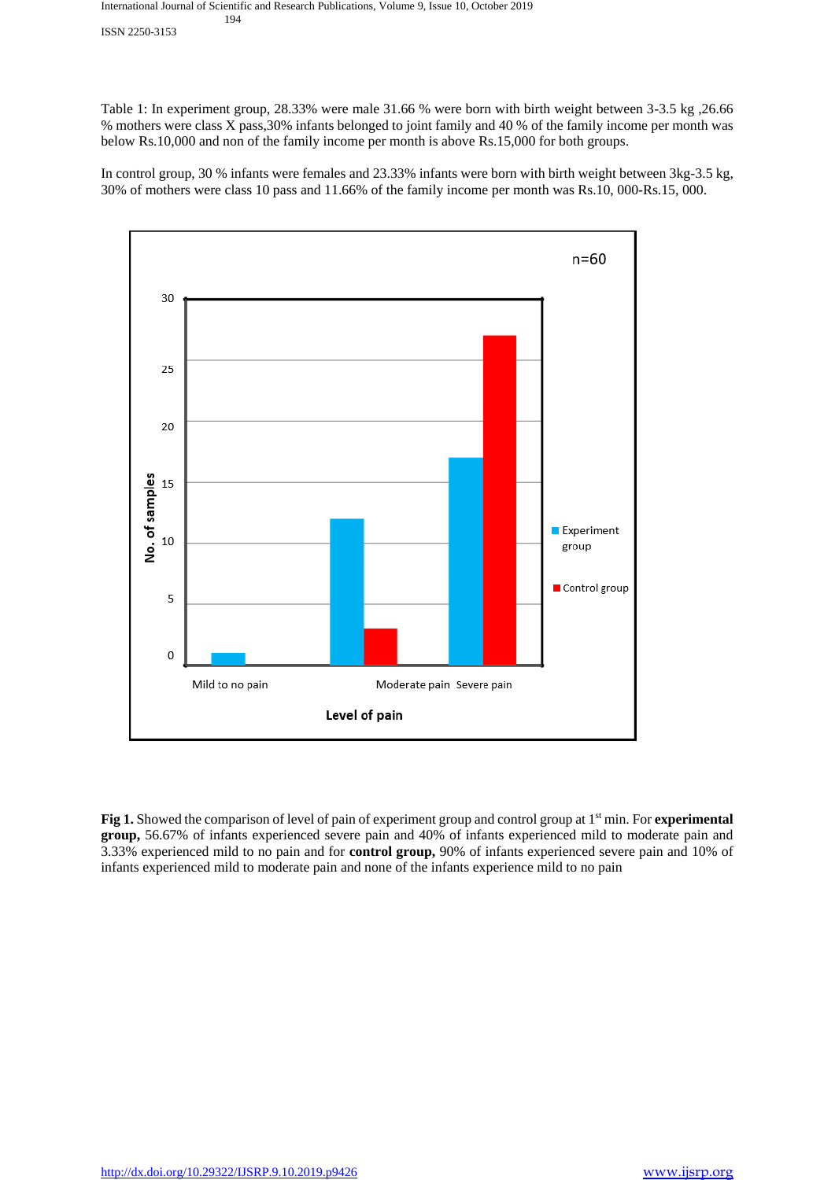Table 1: In experiment group, 28.33% were male 31.66 % were born with birth weight between 3-3.5 kg ,26.66 % mothers were class X pass,30% infants belonged to joint family and 40 % of the family income per month was below Rs.10,000 and non of the family income per month is above Rs.15,000 for both groups.

In control group, 30 % infants were females and 23.33% infants were born with birth weight between 3kg-3.5 kg, 30% of mothers were class 10 pass and 11.66% of the family income per month was Rs.10, 000-Rs.15, 000.

**Fig 1.** Showed the comparison of level of pain of experiment group and control group at 1st min. For **experimental group,** 56.67% of infants experienced severe pain and 40% of infants experienced mild to moderate pain and 3.33% experienced mild to no pain and for **control group,** 90% of infants experienced severe pain and 10% of infants experienced mild to moderate pain and none of the infants experience mild to no pain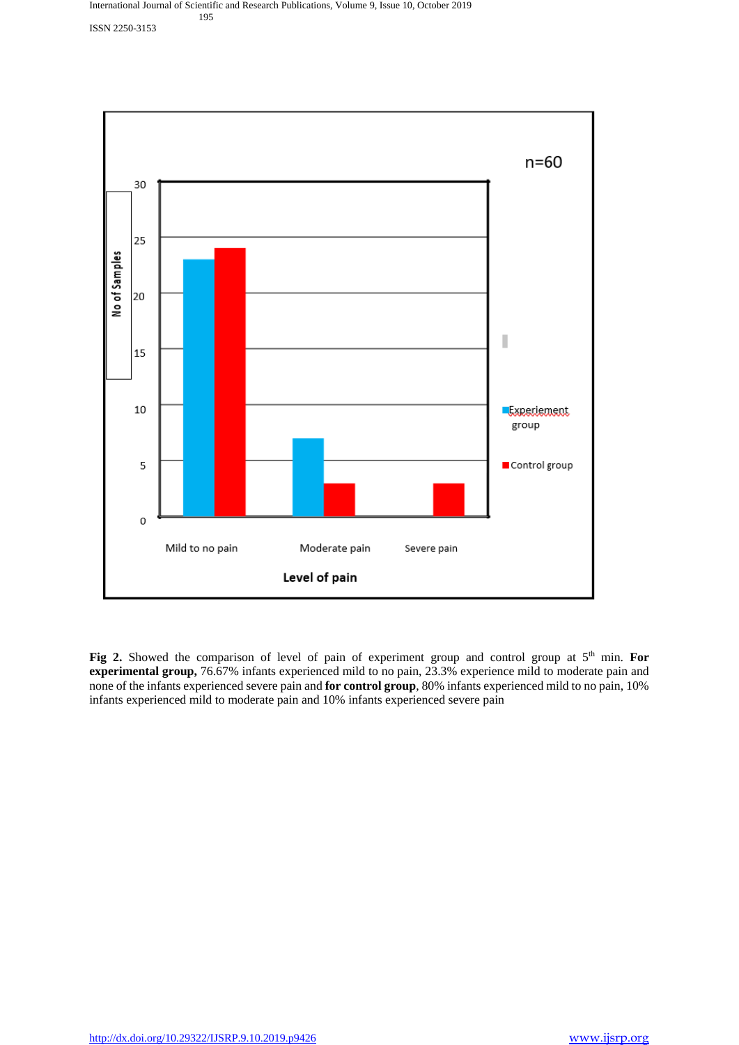**Fig 2.** Showed the comparison of level of pain of experiment group and control group at 5th min. **For experimental group,** 76.67% infants experienced mild to no pain, 23.3% experience mild to moderate pain and none of the infants experienced severe pain and **for control group**, 80% infants experienced mild to no pain, 10% infants experienced mild to moderate pain and 10% infants experienced severe pain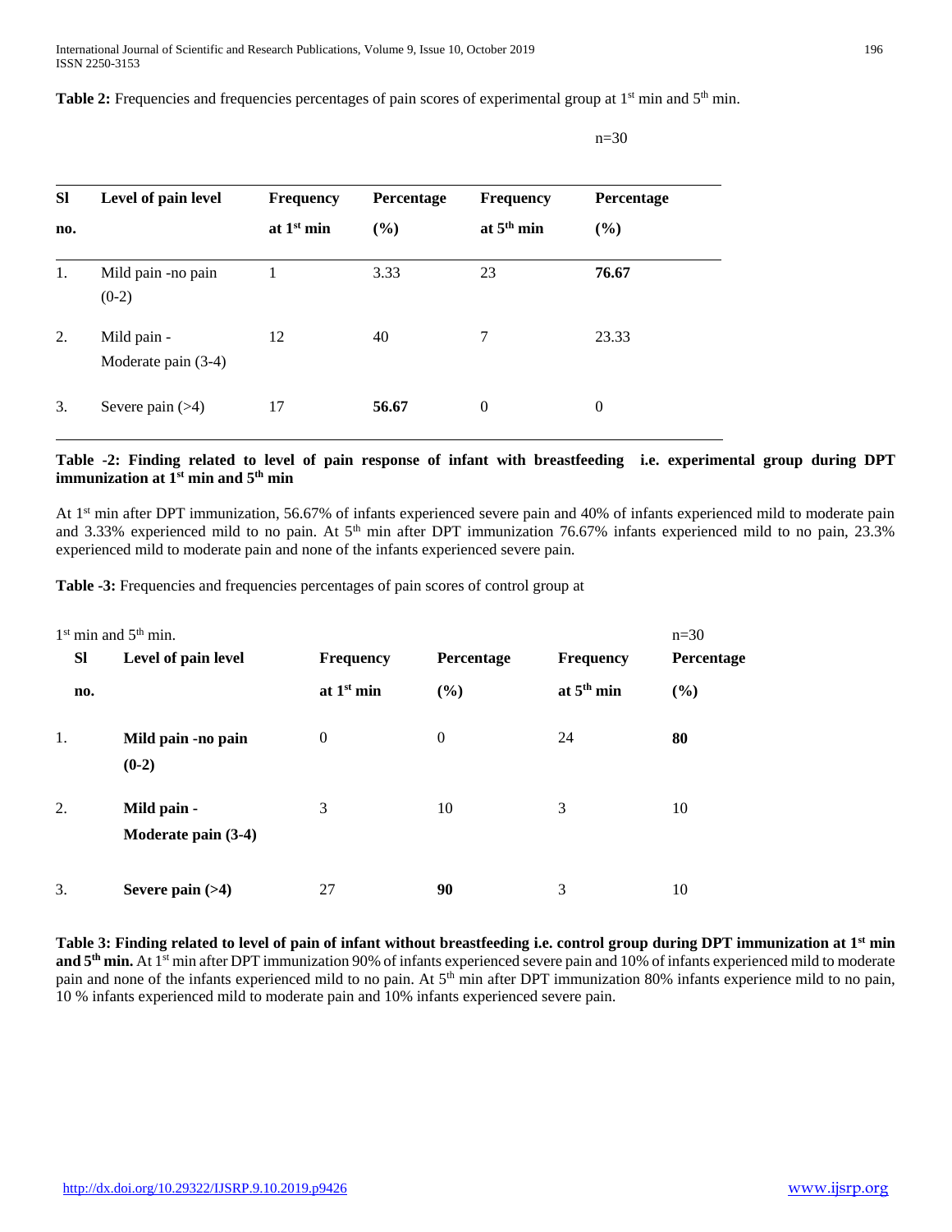**Table 2:** Frequencies and frequencies percentages of pain scores of experimental group at 1st min and 5th min.

n=30

| Sl no. | Level of pain level | Frequency at 1st min | Percentage (%) | Frequency at 5th min | Percentage (%) |
|---|---|---|---|---|---|
| 1. | Mild pain -no pain (0-2) | 1 | 3.33 | 23 | **76.67** |
| 2. | Mild pain - Moderate pain (3-4) | 12 | 40 | 7 | 23.33 |
| 3. | Severe pain (>4) | 17 | **56.67** | 0 | 0 |

**Table -2: Finding related to level of pain response of infant with breastfeeding i.e. experimental group during DPT immunization at 1st min and 5th min**

At 1st min after DPT immunization, 56.67% of infants experienced severe pain and 40% of infants experienced mild to moderate pain and 3.33% experienced mild to no pain. At 5th min after DPT immunization 76.67% infants experienced mild to no pain, 23.3% experienced mild to moderate pain and none of the infants experienced severe pain.

**Table -3:** Frequencies and frequencies percentages of pain scores of control group at 1st min and 5th min.

n=30

| Sl no. | Level of pain level | Frequency at 1st min | Percentage (%) | Frequency at 5th min | Percentage (%) |
|---|---|---|---|---|---|
| 1. | **Mild pain -no pain (0-2)** | 0 | 0 | 24 | **80** |
| 2. | **Mild pain - Moderate pain (3-4)** | 3 | 10 | 3 | 10 |
| 3. | **Severe pain (>4)** | 27 | **90** | 3 | 10 |

**Table 3: Finding related to level of pain of infant without breastfeeding i.e. control group during DPT immunization at 1st min and 5th min.** At 1st min after DPT immunization 90% of infants experienced severe pain and 10% of infants experienced mild to moderate pain and none of the infants experienced mild to no pain. At 5th min after DPT immunization 80% infants experience mild to no pain, 10 % infants experienced mild to moderate pain and 10% infants experienced severe pain.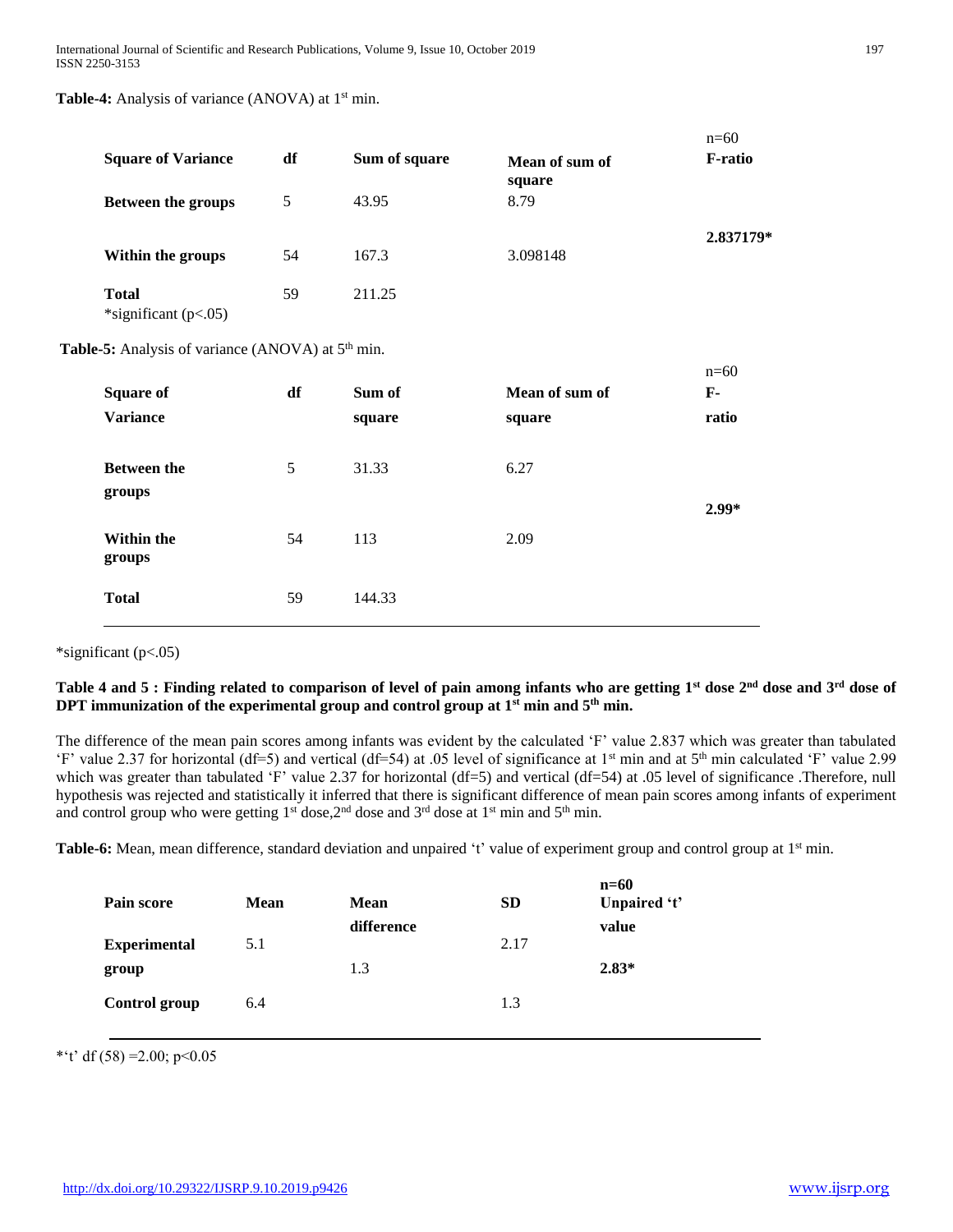**Table-4:** Analysis of variance (ANOVA) at 1st min.

n=60

| Square of Variance | df | Sum of square | Mean of sum of square | F-ratio |
|---|---|---|---|---|
| Between the groups | 5 | 43.95 | 8.79 | 2.837179* |
| Within the groups | 54 | 167.3 | 3.098148 | |
| Total | 59 | 211.25 | | |

*significant (p<.05)

**Table-5:** Analysis of variance (ANOVA) at 5th min.

n=60

| Square of Variance | df | Sum of square | Mean of sum of square | F-ratio |
|---|---|---|---|---|
| Between the groups | 5 | 31.33 | 6.27 | 2.99* |
| Within the groups | 54 | 113 | 2.09 | |
| Total | 59 | 144.33 | | |

*significant (p<.05)

**Table 4 and 5 : Finding related to comparison of level of pain among infants who are getting 1st dose 2nd dose and 3rd dose of DPT immunization of the experimental group and control group at 1st min and 5th min.**

The difference of the mean pain scores among infants was evident by the calculated 'F' value 2.837 which was greater than tabulated 'F' value 2.37 for horizontal (df=5) and vertical (df=54) at .05 level of significance at 1st min and at 5th min calculated 'F' value 2.99 which was greater than tabulated 'F' value 2.37 for horizontal (df=5) and vertical (df=54) at .05 level of significance .Therefore, null hypothesis was rejected and statistically it inferred that there is significant difference of mean pain scores among infants of experiment and control group who were getting 1st dose,2nd dose and 3rd dose at 1st min and 5th min.

**Table-6:** Mean, mean difference, standard deviation and unpaired 't' value of experiment group and control group at 1st min.

n=60

| Pain score | Mean | Mean difference | SD | Unpaired 't' value |
|---|---|---|---|---|
| Experimental group | 5.1 | 1.3 | 2.17 | 2.83* |
| Control group | 6.4 | | 1.3 | |

*'t' df (58) =2.00; p<0.05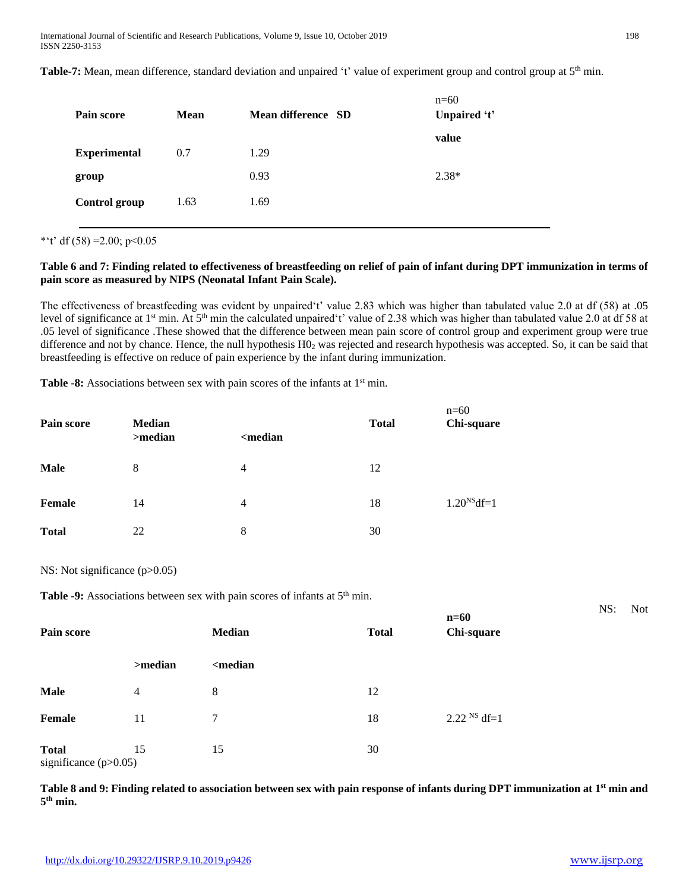**Table-7:** Mean, mean difference, standard deviation and unpaired 't' value of experiment group and control group at 5[th] min.

n=60

| Pain score | Mean | Mean difference | SD | Unpaired 't' value |
|---|---|---|---|---|
| Experimental group | 0.7 | 0.93 | 1.29 | 2.38* |
| Control group | 1.63 | | 1.69 | |

*'t' df (58) =2.00; $p<0.05$

**Table 6 and 7: Finding related to effectiveness of breastfeeding on relief of pain of infant during DPT immunization in terms of pain score as measured by NIPS (Neonatal Infant Pain Scale).**

The effectiveness of breastfeeding was evident by unpaired't' value 2.83 which was higher than tabulated value 2.0 at df (58) at .05 level of significance at 1[st] min. At 5[th] min the calculated unpaired't' value of 2.38 which was higher than tabulated value 2.0 at df 58 at .05 level of significance .These showed that the difference between mean pain score of control group and experiment group were true difference and not by chance. Hence, the null hypothesis $H0_2$ was rejected and research hypothesis was accepted. So, it can be said that breastfeeding is effective on reduce of pain experience by the infant during immunization.

**Table -8:** Associations between sex with pain scores of the infants at 1[st] min.

n=60

| Pain score | Median >median | <median | Total | Chi-square |
|---|---|---|---|---|
| Male | 8 | 4 | 12 | |
| Female | 14 | 4 | 18 | 1.20[NS]df=1 |
| Total | 22 | 8 | 30 | |

NS: Not significance ($p>0.05$)

**Table -9:** Associations between sex with pain scores of infants at 5[th] min.

n=60

| Pain score | Median | | Total | Chi-square |
|---|---|---|---|---|
| | >median | <median | | |
| Male | 4 | 8 | 12 | |
| Female | 11 | 7 | 18 | 2.22 [NS] df=1 |
| Total | 15 | 15 | 30 | |

NS: Not significance ($p>0.05$)

**Table 8 and 9: Finding related to association between sex with pain response of infants during DPT immunization at 1[st] min and 5[th] min.**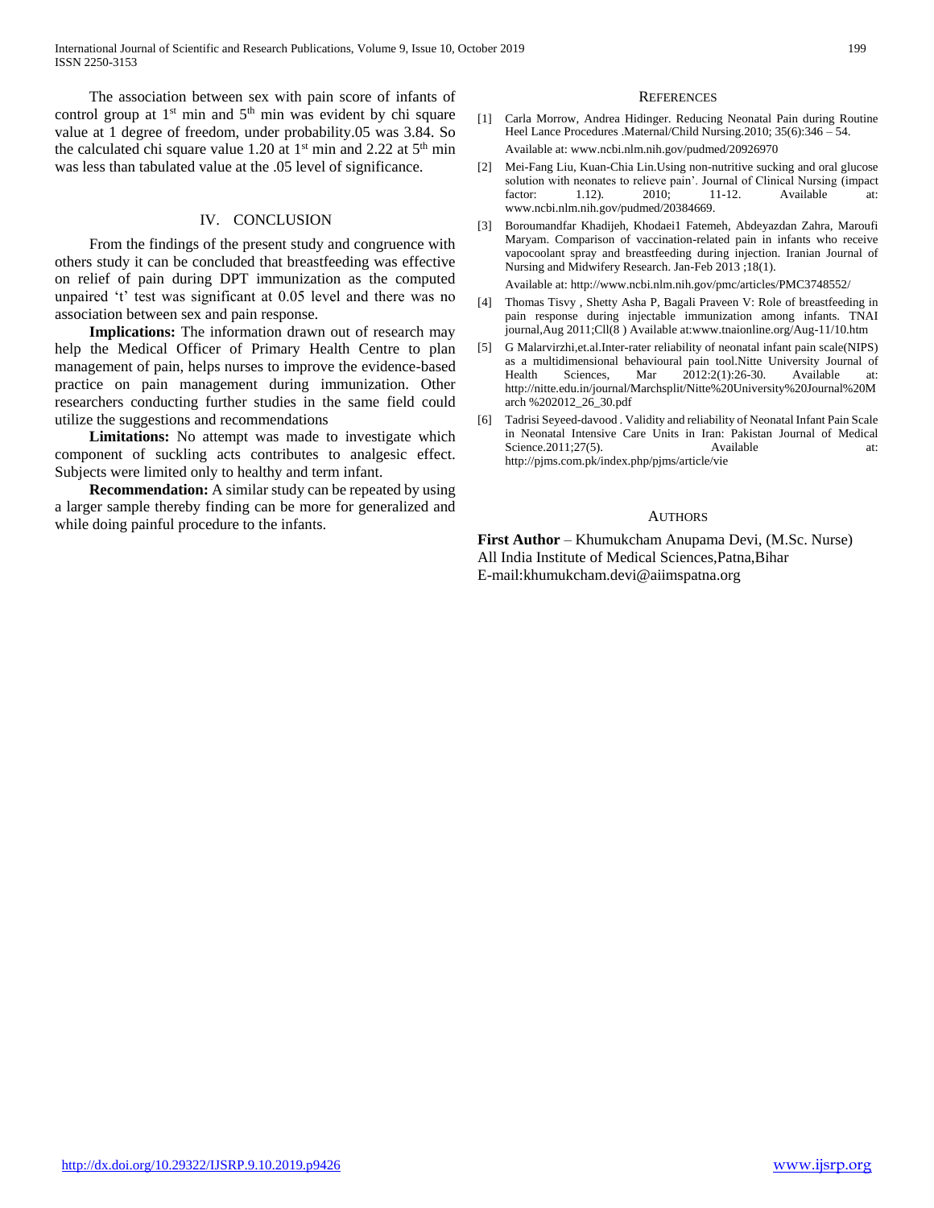The association between sex with pain score of infants of control group at 1[st] min and 5[th] min was evident by chi square value at 1 degree of freedom, under probability.05 was 3.84. So the calculated chi square value 1.20 at 1[st] min and 2.22 at 5[th] min was less than tabulated value at the .05 level of significance.

## IV. CONCLUSION

From the findings of the present study and congruence with others study it can be concluded that breastfeeding was effective on relief of pain during DPT immunization as the computed unpaired 't' test was significant at 0.05 level and there was no association between sex and pain response.

**Implications:** The information drawn out of research may help the Medical Officer of Primary Health Centre to plan management of pain, helps nurses to improve the evidence-based practice on pain management during immunization. Other researchers conducting further studies in the same field could utilize the suggestions and recommendations

**Limitations:** No attempt was made to investigate which component of suckling acts contributes to analgesic effect. Subjects were limited only to healthy and term infant.

**Recommendation:** A similar study can be repeated by using a larger sample thereby finding can be more for generalized and while doing painful procedure to the infants.

## REFERENCES

[1] Carla Morrow, Andrea Hidinger. Reducing Neonatal Pain during Routine Heel Lance Procedures .Maternal/Child Nursing.2010; 35(6):346 – 54. Available at: www.ncbi.nlm.nih.gov/pudmed/20926970

[2] Mei-Fang Liu, Kuan-Chia Lin.Using non-nutritive sucking and oral glucose solution with neonates to relieve pain'. Journal of Clinical Nursing (impact factor: 1.12). 2010; 11-12. Available at: www.ncbi.nlm.nih.gov/pudmed/20384669.

[3] Boroumandfar Khadijeh, Khodaei1 Fatemeh, Abdeyazdan Zahra, Maroufi Maryam. Comparison of vaccination-related pain in infants who receive vapocoolant spray and breastfeeding during injection. Iranian Journal of Nursing and Midwifery Research. Jan-Feb 2013 ;18(1). Available at: http://www.ncbi.nlm.nih.gov/pmc/articles/PMC3748552/

[4] Thomas Tisvy , Shetty Asha P, Bagali Praveen V: Role of breastfeeding in pain response during injectable immunization among infants. TNAI journal,Aug 2011;Cll(8 ) Available at:www.tnaionline.org/Aug-11/10.htm

[5] G Malarvirzhi,et.al.Inter-rater reliability of neonatal infant pain scale(NIPS) as a multidimensional behavioural pain tool.Nitte University Journal of Health Sciences, Mar 2012:2(1):26-30. Available at: http://nitte.edu.in/journal/Marchsplit/Nitte%20University%20Journal%20March %202012_26_30.pdf

[6] Tadrisi Seyeed-davood . Validity and reliability of Neonatal Infant Pain Scale in Neonatal Intensive Care Units in Iran: Pakistan Journal of Medical Science.2011;27(5). Available at: http://pjms.com.pk/index.php/pjms/article/vie

## AUTHORS

**First Author** – Khumukcham Anupama Devi, (M.Sc. Nurse) All India Institute of Medical Sciences,Patna,Bihar E-mail:khumukcham.devi@aiimspatna.org